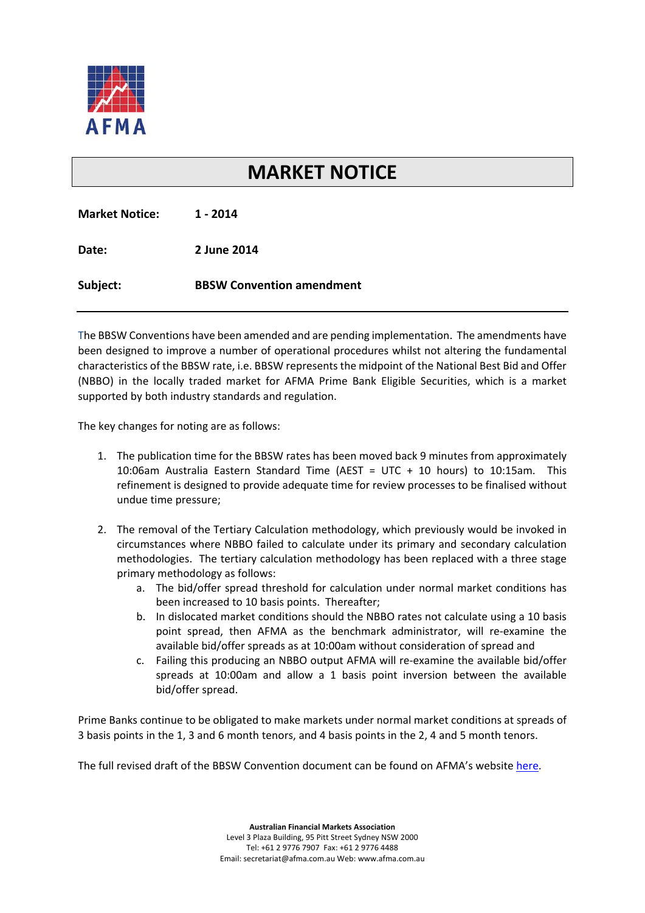AFMA

# MARKET NOTICE

**Market Notice:** **1 - 2014**

**Date:** **2 June 2014**

**Subject:** **BBSW Convention amendment**

---

The BBSW Conventions have been amended and are pending implementation. The amendments have been designed to improve a number of operational procedures whilst not altering the fundamental characteristics of the BBSW rate, i.e. BBSW represents the midpoint of the National Best Bid and Offer (NBBO) in the locally traded market for AFMA Prime Bank Eligible Securities, which is a market supported by both industry standards and regulation.

The key changes for noting are as follows:

1. The publication time for the BBSW rates has been moved back 9 minutes from approximately 10:06am Australia Eastern Standard Time (AEST = UTC + 10 hours) to 10:15am. This refinement is designed to provide adequate time for review processes to be finalised without undue time pressure;

2. The removal of the Tertiary Calculation methodology, which previously would be invoked in circumstances where NBBO failed to calculate under its primary and secondary calculation methodologies. The tertiary calculation methodology has been replaced with a three stage primary methodology as follows:
   a. The bid/offer spread threshold for calculation under normal market conditions has been increased to 10 basis points. Thereafter;
   b. In dislocated market conditions should the NBBO rates not calculate using a 10 basis point spread, then AFMA as the benchmark administrator, will re-examine the available bid/offer spreads as at 10:00am without consideration of spread and
   c. Failing this producing an NBBO output AFMA will re-examine the available bid/offer spreads at 10:00am and allow a 1 basis point inversion between the available bid/offer spread.

Prime Banks continue to be obligated to make markets under normal market conditions at spreads of 3 basis points in the 1, 3 and 6 month tenors, and 4 basis points in the 2, 4 and 5 month tenors.

The full revised draft of the BBSW Convention document can be found on AFMA's website here.

**Australian Financial Markets Association**
Level 3 Plaza Building, 95 Pitt Street Sydney NSW 2000
Tel: +61 2 9776 7907 Fax: +61 2 9776 4488
Email: secretariat@afma.com.au Web: www.afma.com.au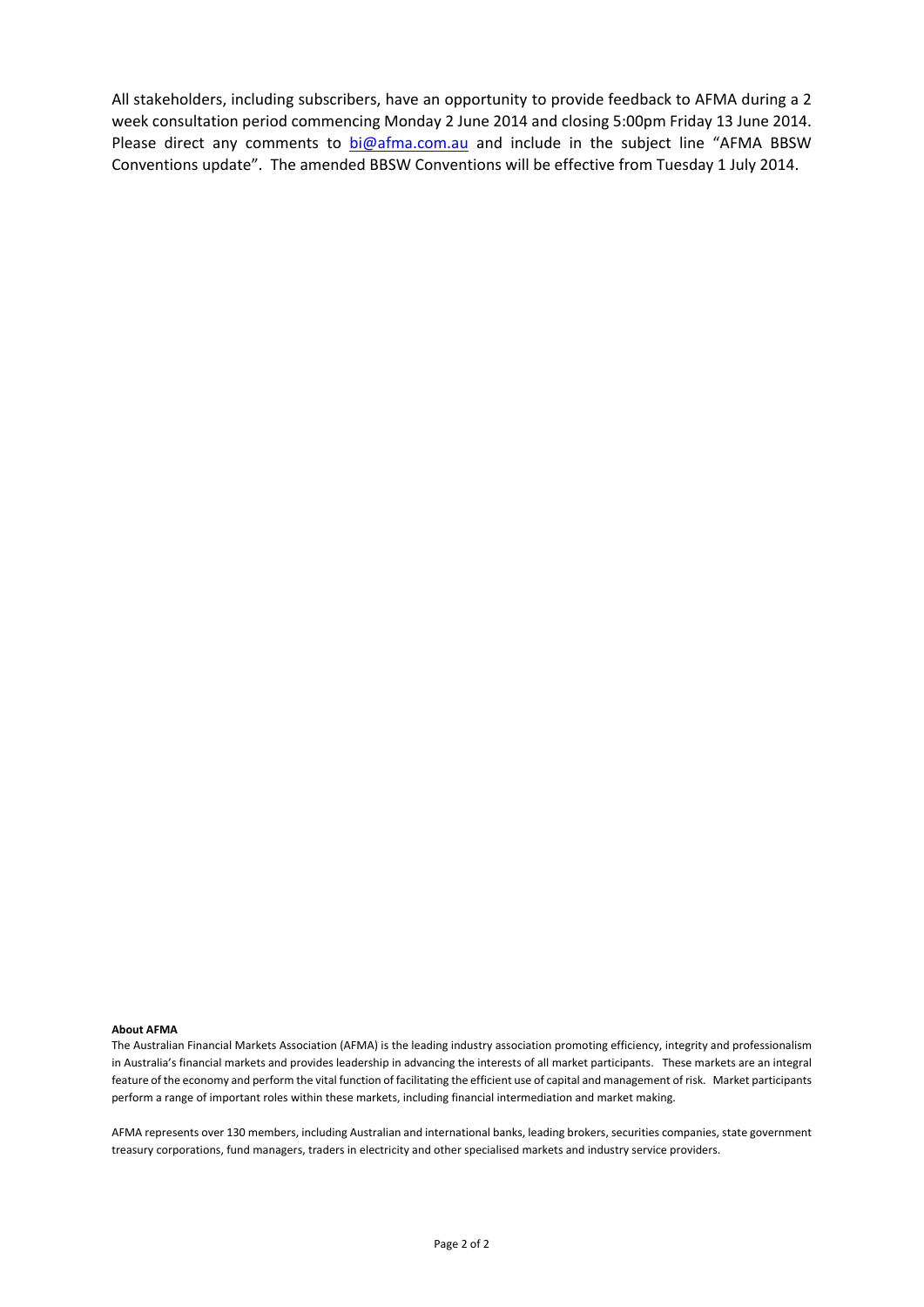All stakeholders, including subscribers, have an opportunity to provide feedback to AFMA during a 2 week consultation period commencing Monday 2 June 2014 and closing 5:00pm Friday 13 June 2014. Please direct any comments to bi@afma.com.au and include in the subject line "AFMA BBSW Conventions update". The amended BBSW Conventions will be effective from Tuesday 1 July 2014.

**About AFMA**

The Australian Financial Markets Association (AFMA) is the leading industry association promoting efficiency, integrity and professionalism in Australia's financial markets and provides leadership in advancing the interests of all market participants. These markets are an integral feature of the economy and perform the vital function of facilitating the efficient use of capital and management of risk. Market participants perform a range of important roles within these markets, including financial intermediation and market making.

AFMA represents over 130 members, including Australian and international banks, leading brokers, securities companies, state government treasury corporations, fund managers, traders in electricity and other specialised markets and industry service providers.